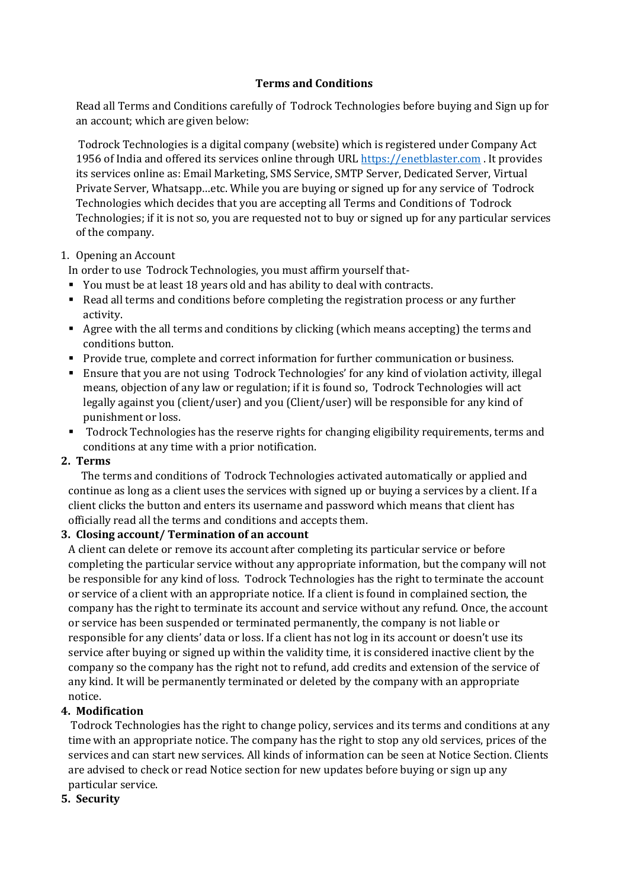# Terms and Conditions

Read all Terms and Conditions carefully of Todrock Technologies before buying and Sign up for an account; which are given below:

Todrock Technologies is a digital company (website) which is registered under Company Act 1956 of India and offered its services online through URL [https://enetblaster.com](https://enetblaster.com) . It provides its services online as: Email Marketing, SMS Service, SMTP Server, Dedicated Server, Virtual Private Server, Whatsapp…etc. While you are buying or signed up for any service of Todrock Technologies which decides that you are accepting all Terms and Conditions of Todrock Technologies; if it is not so, you are requested not to buy or signed up for any particular services of the company.

1. Opening an Account

In order to use Todrock Technologies, you must affirm yourself that-

- You must be at least 18 years old and has ability to deal with contracts.
- Read all terms and conditions before completing the registration process or any further activity.
- Agree with the all terms and conditions by clicking (which means accepting) the terms and conditions button.
- Provide true, complete and correct information for further communication or business.
- Ensure that you are not using Todrock Technologies' for any kind of violation activity, illegal means, objection of any law or regulation; if it is found so, Todrock Technologies will act legally against you (client/user) and you (Client/user) will be responsible for any kind of punishment or loss.
- Todrock Technologies has the reserve rights for changing eligibility requirements, terms and conditions at any time with a prior notification.

**2. Terms**

The terms and conditions of Todrock Technologies activated automatically or applied and continue as long as a client uses the services with signed up or buying a services by a client. If a client clicks the button and enters its username and password which means that client has officially read all the terms and conditions and accepts them.

**3. Closing account/ Termination of an account**

A client can delete or remove its account after completing its particular service or before completing the particular service without any appropriate information, but the company will not be responsible for any kind of loss. Todrock Technologies has the right to terminate the account or service of a client with an appropriate notice. If a client is found in complained section, the company has the right to terminate its account and service without any refund. Once, the account or service has been suspended or terminated permanently, the company is not liable or responsible for any clients' data or loss. If a client has not log in its account or doesn't use its service after buying or signed up within the validity time, it is considered inactive client by the company so the company has the right not to refund, add credits and extension of the service of any kind. It will be permanently terminated or deleted by the company with an appropriate notice.

**4. Modification**

Todrock Technologies has the right to change policy, services and its terms and conditions at any time with an appropriate notice. The company has the right to stop any old services, prices of the services and can start new services. All kinds of information can be seen at Notice Section. Clients are advised to check or read Notice section for new updates before buying or sign up any particular service.

**5. Security**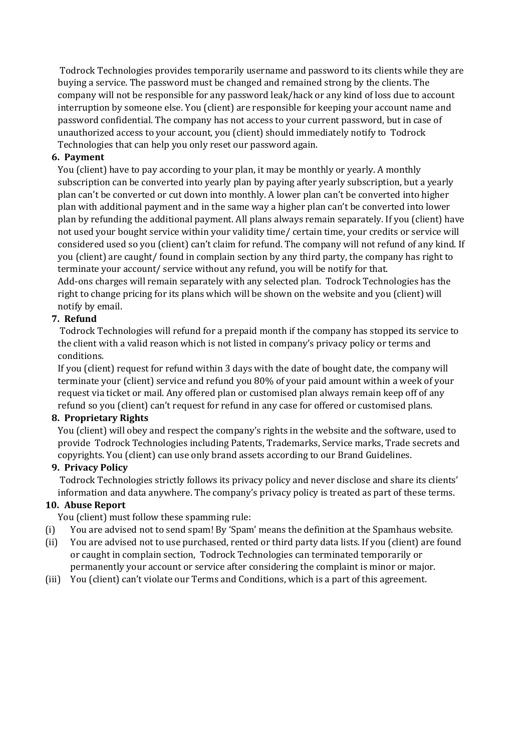Todrock Technologies provides temporarily username and password to its clients while they are buying a service. The password must be changed and remained strong by the clients. The company will not be responsible for any password leak/hack or any kind of loss due to account interruption by someone else. You (client) are responsible for keeping your account name and password confidential. The company has not access to your current password, but in case of unauthorized access to your account, you (client) should immediately notify to Todrock Technologies that can help you only reset our password again.

**6. Payment**

You (client) have to pay according to your plan, it may be monthly or yearly. A monthly subscription can be converted into yearly plan by paying after yearly subscription, but a yearly plan can't be converted or cut down into monthly. A lower plan can't be converted into higher plan with additional payment and in the same way a higher plan can't be converted into lower plan by refunding the additional payment. All plans always remain separately. If you (client) have not used your bought service within your validity time/ certain time, your credits or service will considered used so you (client) can't claim for refund. The company will not refund of any kind. If you (client) are caught/ found in complain section by any third party, the company has right to terminate your account/ service without any refund, you will be notify for that.

Add-ons charges will remain separately with any selected plan. Todrock Technologies has the right to change pricing for its plans which will be shown on the website and you (client) will notify by email.

**7. Refund**

Todrock Technologies will refund for a prepaid month if the company has stopped its service to the client with a valid reason which is not listed in company's privacy policy or terms and conditions.

If you (client) request for refund within 3 days with the date of bought date, the company will terminate your (client) service and refund you 80% of your paid amount within a week of your request via ticket or mail. Any offered plan or customised plan always remain keep off of any refund so you (client) can't request for refund in any case for offered or customised plans.

**8. Proprietary Rights**

You (client) will obey and respect the company's rights in the website and the software, used to provide Todrock Technologies including Patents, Trademarks, Service marks, Trade secrets and copyrights. You (client) can use only brand assets according to our Brand Guidelines.

**9. Privacy Policy**

Todrock Technologies strictly follows its privacy policy and never disclose and share its clients' information and data anywhere. The company's privacy policy is treated as part of these terms.

**10. Abuse Report**

You (client) must follow these spamming rule:

(i) You are advised not to send spam! By 'Spam' means the definition at the Spamhaus website.

(ii) You are advised not to use purchased, rented or third party data lists. If you (client) are found or caught in complain section, Todrock Technologies can terminated temporarily or permanently your account or service after considering the complaint is minor or major.

(iii) You (client) can't violate our Terms and Conditions, which is a part of this agreement.